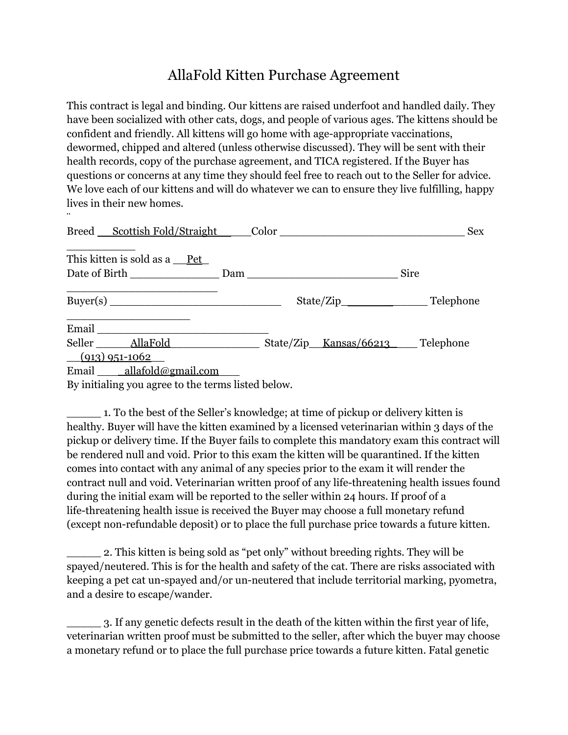# AllaFold Kitten Purchase Agreement

This contract is legal and binding. Our kittens are raised underfoot and handled daily. They have been socialized with other cats, dogs, and people of various ages. The kittens should be confident and friendly. All kittens will go home with age-appropriate vaccinations, dewormed, chipped and altered (unless otherwise discussed). They will be sent with their health records, copy of the purchase agreement, and TICA registered. If the Buyer has questions or concerns at any time they should feel free to reach out to the Seller for advice. We love each of our kittens and will do whatever we can to ensure they live fulfilling, happy lives in their new homes.

Breed ___Scottish Fold/Straight_______Color ______________________________ Sex ___________

This kitten is sold as a ___Pet_

Date of Birth ______________ Dam ________________________ Sire ________________________

Buyer(s) ____________________________ State/Zip_____________ Telephone ___________________

Email ____________________________

Seller ______AllaFold________________ State/Zip___Kansas/66213_____ Telephone ___(913) 951-1062___

Email _____allafold@gmail.com____

By initialing you agree to the terms listed below.

_____ 1. To the best of the Seller's knowledge; at time of pickup or delivery kitten is healthy. Buyer will have the kitten examined by a licensed veterinarian within 3 days of the pickup or delivery time. If the Buyer fails to complete this mandatory exam this contract will be rendered null and void. Prior to this exam the kitten will be quarantined. If the kitten comes into contact with any animal of any species prior to the exam it will render the contract null and void. Veterinarian written proof of any life-threatening health issues found during the initial exam will be reported to the seller within 24 hours. If proof of a life-threatening health issue is received the Buyer may choose a full monetary refund (except non-refundable deposit) or to place the full purchase price towards a future kitten.

_____ 2. This kitten is being sold as "pet only" without breeding rights. They will be spayed/neutered. This is for the health and safety of the cat. There are risks associated with keeping a pet cat un-spayed and/or un-neutered that include territorial marking, pyometra, and a desire to escape/wander.

_____ 3. If any genetic defects result in the death of the kitten within the first year of life, veterinarian written proof must be submitted to the seller, after which the buyer may choose a monetary refund or to place the full purchase price towards a future kitten. Fatal genetic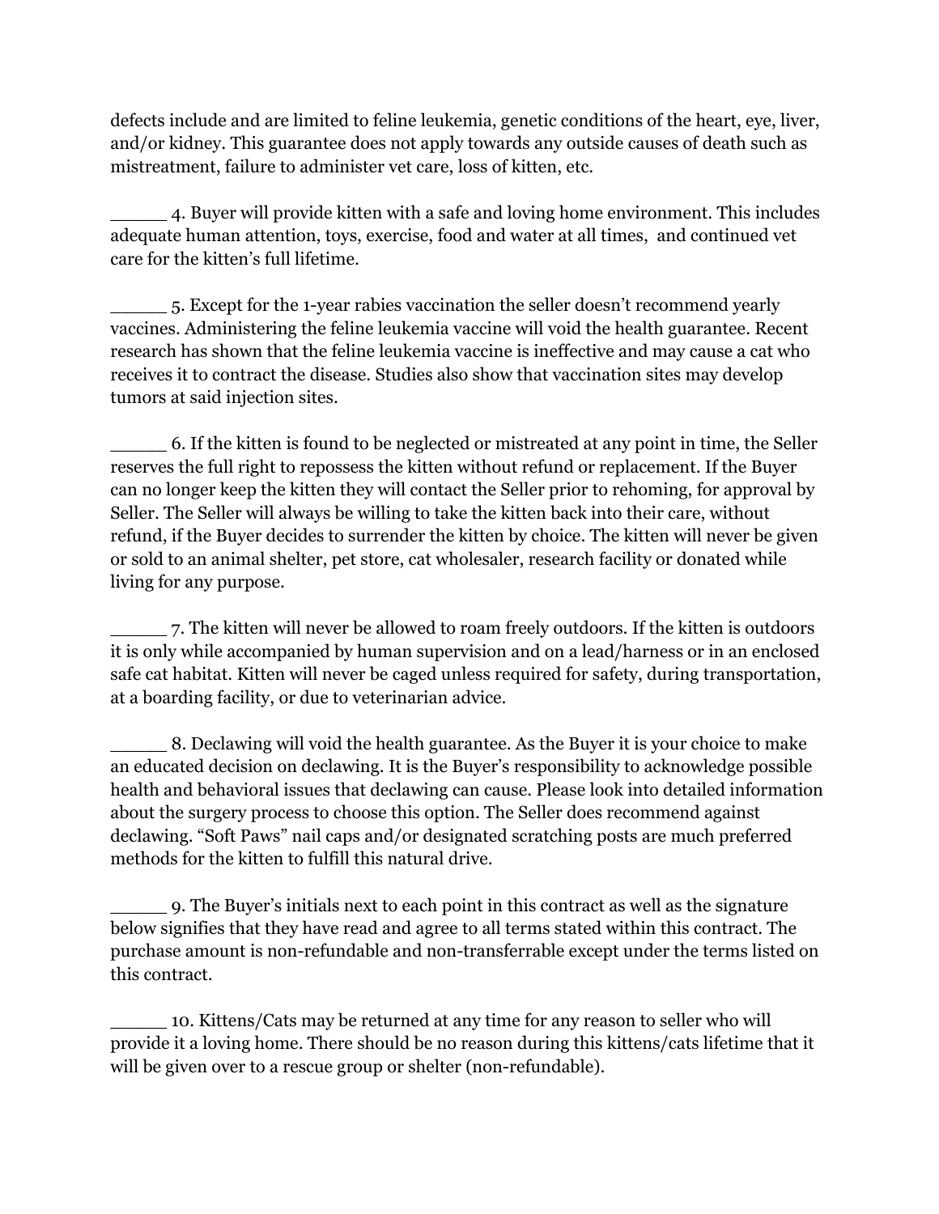defects include and are limited to feline leukemia, genetic conditions of the heart, eye, liver, and/or kidney. This guarantee does not apply towards any outside causes of death such as mistreatment, failure to administer vet care, loss of kitten, etc.

_____ 4. Buyer will provide kitten with a safe and loving home environment. This includes adequate human attention, toys, exercise, food and water at all times, and continued vet care for the kitten's full lifetime.

_____ 5. Except for the 1-year rabies vaccination the seller doesn't recommend yearly vaccines. Administering the feline leukemia vaccine will void the health guarantee. Recent research has shown that the feline leukemia vaccine is ineffective and may cause a cat who receives it to contract the disease. Studies also show that vaccination sites may develop tumors at said injection sites.

_____ 6. If the kitten is found to be neglected or mistreated at any point in time, the Seller reserves the full right to repossess the kitten without refund or replacement. If the Buyer can no longer keep the kitten they will contact the Seller prior to rehoming, for approval by Seller. The Seller will always be willing to take the kitten back into their care, without refund, if the Buyer decides to surrender the kitten by choice. The kitten will never be given or sold to an animal shelter, pet store, cat wholesaler, research facility or donated while living for any purpose.

_____ 7. The kitten will never be allowed to roam freely outdoors. If the kitten is outdoors it is only while accompanied by human supervision and on a lead/harness or in an enclosed safe cat habitat. Kitten will never be caged unless required for safety, during transportation, at a boarding facility, or due to veterinarian advice.

_____ 8. Declawing will void the health guarantee. As the Buyer it is your choice to make an educated decision on declawing. It is the Buyer's responsibility to acknowledge possible health and behavioral issues that declawing can cause. Please look into detailed information about the surgery process to choose this option. The Seller does recommend against declawing. "Soft Paws" nail caps and/or designated scratching posts are much preferred methods for the kitten to fulfill this natural drive.

_____ 9. The Buyer's initials next to each point in this contract as well as the signature below signifies that they have read and agree to all terms stated within this contract. The purchase amount is non-refundable and non-transferrable except under the terms listed on this contract.

_____ 10. Kittens/Cats may be returned at any time for any reason to seller who will provide it a loving home. There should be no reason during this kittens/cats lifetime that it will be given over to a rescue group or shelter (non-refundable).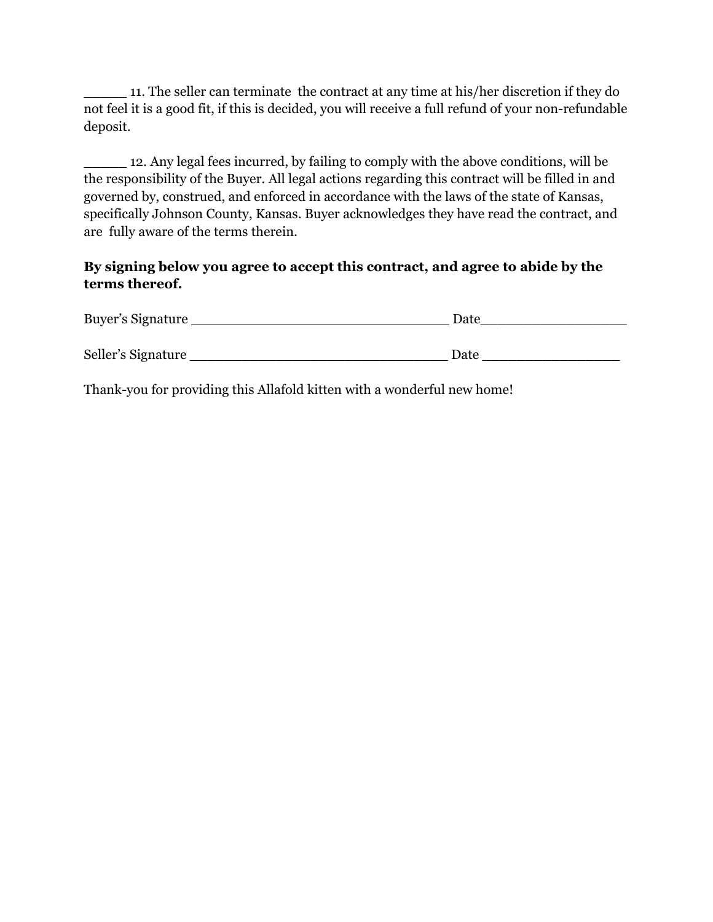_____ 11. The seller can terminate  the contract at any time at his/her discretion if they do not feel it is a good fit, if this is decided, you will receive a full refund of your non-refundable deposit.

_____ 12. Any legal fees incurred, by failing to comply with the above conditions, will be the responsibility of the Buyer. All legal actions regarding this contract will be filled in and governed by, construed, and enforced in accordance with the laws of the state of Kansas, specifically Johnson County, Kansas. Buyer acknowledges they have read the contract, and are  fully aware of the terms therein.

**By signing below you agree to accept this contract, and agree to abide by the terms thereof.**

Buyer's Signature ________________________________ Date__________________

Seller's Signature ________________________________ Date _________________

Thank-you for providing this Allafold kitten with a wonderful new home!